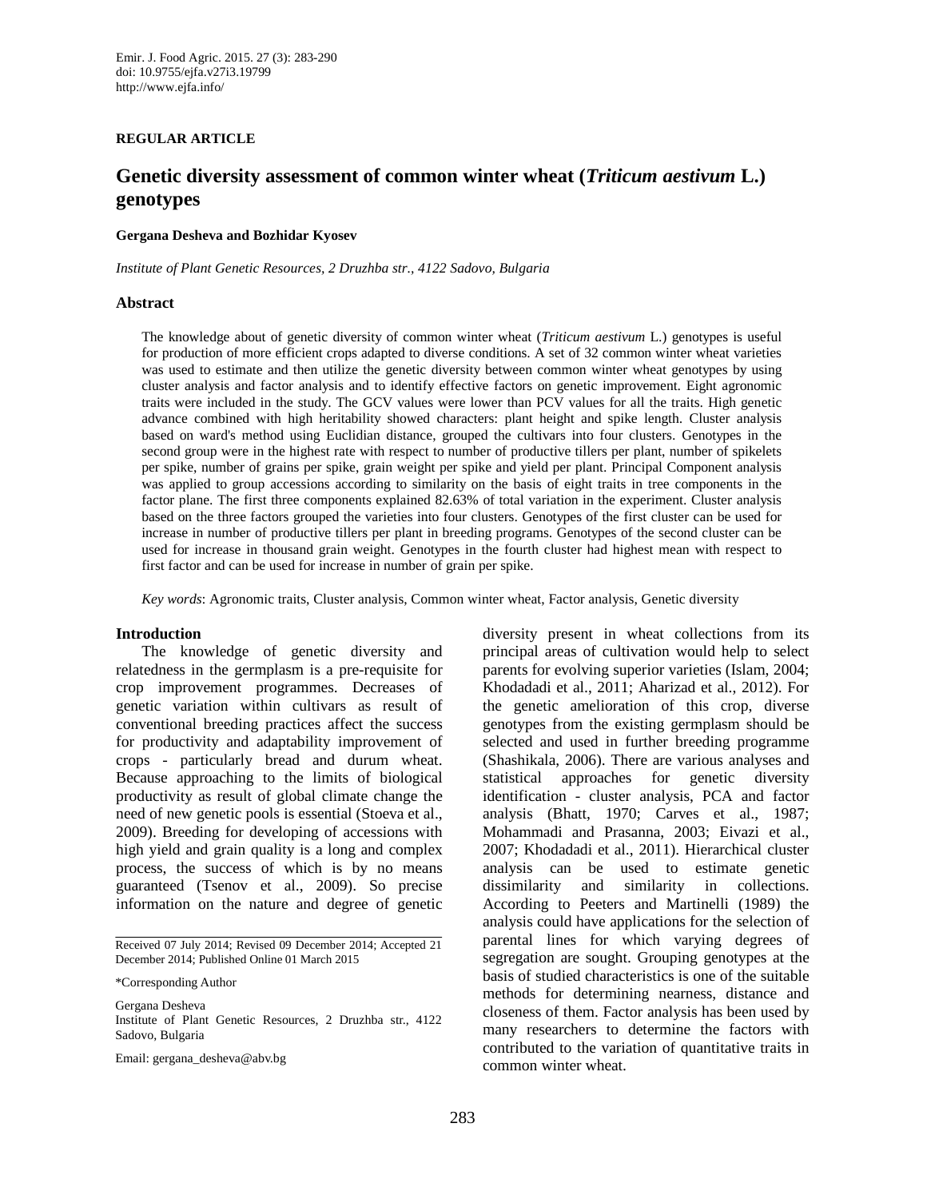REGULAR ARTICLE

# Genetic diversity assessment of common winter wheat (*Triticum aestivum* L.) genotypes

**Gergana Desheva and Bozhidar Kyosev**

*Institute of Plant Genetic Resources, 2 Druzhba str., 4122 Sadovo, Bulgaria*

## Abstract

The knowledge about of genetic diversity of common winter wheat (*Triticum aestivum* L.) genotypes is useful for production of more efficient crops adapted to diverse conditions. A set of 32 common winter wheat varieties was used to estimate and then utilize the genetic diversity between common winter wheat genotypes by using cluster analysis and factor analysis and to identify effective factors on genetic improvement. Eight agronomic traits were included in the study. The GCV values were lower than PCV values for all the traits. High genetic advance combined with high heritability showed characters: plant height and spike length. Cluster analysis based on ward's method using Euclidian distance, grouped the cultivars into four clusters. Genotypes in the second group were in the highest rate with respect to number of productive tillers per plant, number of spikelets per spike, number of grains per spike, grain weight per spike and yield per plant. Principal Component analysis was applied to group accessions according to similarity on the basis of eight traits in tree components in the factor plane. The first three components explained 82.63% of total variation in the experiment. Cluster analysis based on the three factors grouped the varieties into four clusters. Genotypes of the first cluster can be used for increase in number of productive tillers per plant in breeding programs. Genotypes of the second cluster can be used for increase in thousand grain weight. Genotypes in the fourth cluster had highest mean with respect to first factor and can be used for increase in number of grain per spike.

*Key words*: Agronomic traits, Cluster analysis, Common winter wheat, Factor analysis, Genetic diversity

## Introduction

The knowledge of genetic diversity and relatedness in the germplasm is a pre-requisite for crop improvement programmes. Decreases of genetic variation within cultivars as result of conventional breeding practices affect the success for productivity and adaptability improvement of crops - particularly bread and durum wheat. Because approaching to the limits of biological productivity as result of global climate change the need of new genetic pools is essential (Stoeva et al., 2009). Breeding for developing of accessions with high yield and grain quality is a long and complex process, the success of which is by no means guaranteed (Tsenov et al., 2009). So precise information on the nature and degree of genetic diversity present in wheat collections from its principal areas of cultivation would help to select parents for evolving superior varieties (Islam, 2004; Khodadadi et al., 2011; Aharizad et al., 2012). For the genetic amelioration of this crop, diverse genotypes from the existing germplasm should be selected and used in further breeding programme (Shashikala, 2006). There are various analyses and statistical approaches for genetic diversity identification - cluster analysis, PCA and factor analysis (Bhatt, 1970; Carves et al., 1987; Mohammadi and Prasanna, 2003; Eivazi et al., 2007; Khodadadi et al., 2011). Hierarchical cluster analysis can be used to estimate genetic dissimilarity and similarity in collections. According to Peeters and Martinelli (1989) the analysis could have applications for the selection of parental lines for which varying degrees of segregation are sought. Grouping genotypes at the basis of studied characteristics is one of the suitable methods for determining nearness, distance and closeness of them. Factor analysis has been used by many researchers to determine the factors with contributed to the variation of quantitative traits in common winter wheat.

Received 07 July 2014; Revised 09 December 2014; Accepted 21 December 2014; Published Online 01 March 2015

*Corresponding Author

Gergana Desheva
Institute of Plant Genetic Resources, 2 Druzhba str., 4122 Sadovo, Bulgaria

Email: gergana_desheva@abv.bg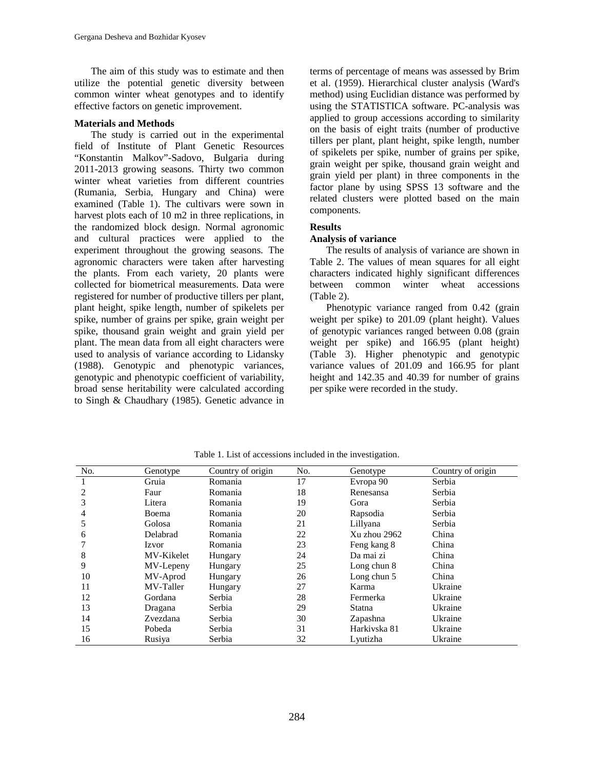The aim of this study was to estimate and then utilize the potential genetic diversity between common winter wheat genotypes and to identify effective factors on genetic improvement.

## Materials and Methods

The study is carried out in the experimental field of Institute of Plant Genetic Resources "Konstantin Malkov"-Sadovo, Bulgaria during 2011-2013 growing seasons. Thirty two common winter wheat varieties from different countries (Rumania, Serbia, Hungary and China) were examined (Table 1). The cultivars were sown in harvest plots each of 10 m2 in three replications, in the randomized block design. Normal agronomic and cultural practices were applied to the experiment throughout the growing seasons. The agronomic characters were taken after harvesting the plants. From each variety, 20 plants were collected for biometrical measurements. Data were registered for number of productive tillers per plant, plant height, spike length, number of spikelets per spike, number of grains per spike, grain weight per spike, thousand grain weight and grain yield per plant. The mean data from all eight characters were used to analysis of variance according to Lidansky (1988). Genotypic and phenotypic variances, genotypic and phenotypic coefficient of variability, broad sense heritability were calculated according to Singh & Chaudhary (1985). Genetic advance in terms of percentage of means was assessed by Brim et al. (1959). Hierarchical cluster analysis (Ward's method) using Euclidian distance was performed by using the STATISTICA software. PC-analysis was applied to group accessions according to similarity on the basis of eight traits (number of productive tillers per plant, plant height, spike length, number of spikelets per spike, number of grains per spike, grain weight per spike, thousand grain weight and grain yield per plant) in three components in the factor plane by using SPSS 13 software and the related clusters were plotted based on the main components.

## Results

### Analysis of variance

The results of analysis of variance are shown in Table 2. The values of mean squares for all eight characters indicated highly significant differences between common winter wheat accessions (Table 2).

Phenotypic variance ranged from 0.42 (grain weight per spike) to 201.09 (plant height). Values of genotypic variances ranged between 0.08 (grain weight per spike) and 166.95 (plant height) (Table 3). Higher phenotypic and genotypic variance values of 201.09 and 166.95 for plant height and 142.35 and 40.39 for number of grains per spike were recorded in the study.

Table 1. List of accessions included in the investigation.

| No. | Genotype | Country of origin | No. | Genotype | Country of origin |
|---|---|---|---|---|---|
| 1 | Gruia | Romania | 17 | Evropa 90 | Serbia |
| 2 | Faur | Romania | 18 | Renesansa | Serbia |
| 3 | Litera | Romania | 19 | Gora | Serbia |
| 4 | Boema | Romania | 20 | Rapsodia | Serbia |
| 5 | Golosa | Romania | 21 | Lillyana | Serbia |
| 6 | Delabrad | Romania | 22 | Xu zhou 2962 | China |
| 7 | Izvor | Romania | 23 | Feng kang 8 | China |
| 8 | MV-Kikelet | Hungary | 24 | Da mai zi | China |
| 9 | MV-Lepeny | Hungary | 25 | Long chun 8 | China |
| 10 | MV-Aprod | Hungary | 26 | Long chun 5 | China |
| 11 | MV-Taller | Hungary | 27 | Karma | Ukraine |
| 12 | Gordana | Serbia | 28 | Fermerka | Ukraine |
| 13 | Dragana | Serbia | 29 | Statna | Ukraine |
| 14 | Zvezdana | Serbia | 30 | Zapashna | Ukraine |
| 15 | Pobeda | Serbia | 31 | Harkivska 81 | Ukraine |
| 16 | Rusiya | Serbia | 32 | Lyutizha | Ukraine |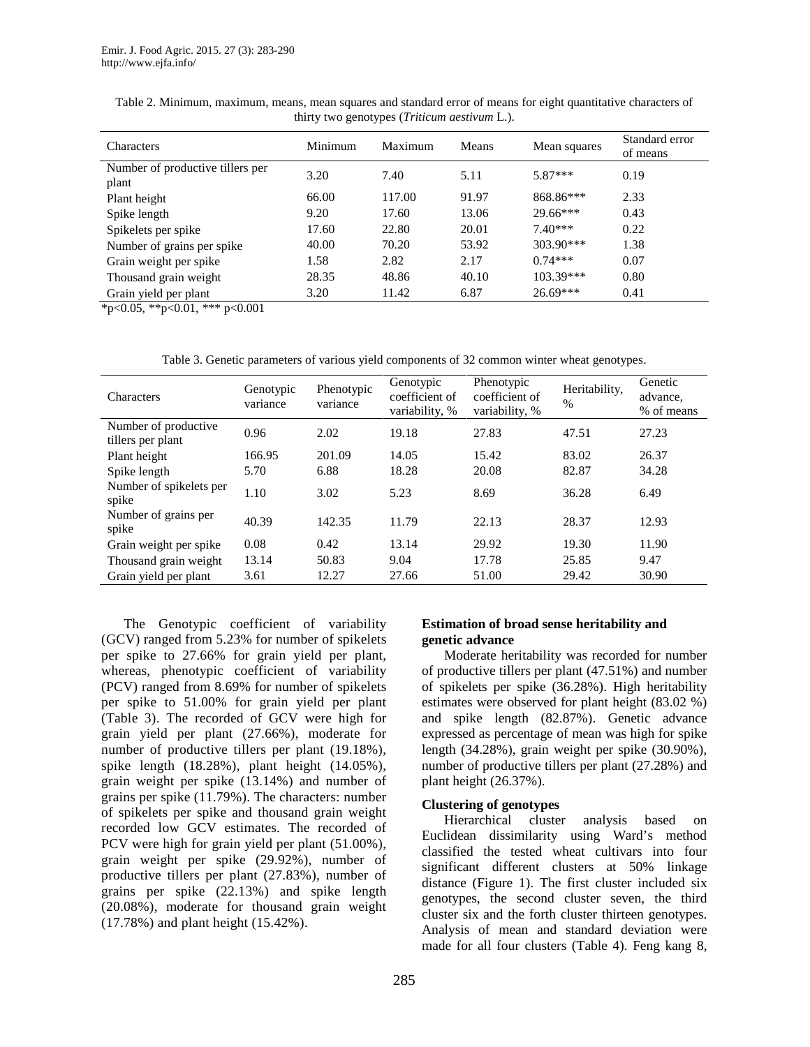Table 2. Minimum, maximum, means, mean squares and standard error of means for eight quantitative characters of thirty two genotypes (*Triticum aestivum* L.).

| Characters | Minimum | Maximum | Means | Mean squares | Standard error of means |
|---|---|---|---|---|---|
| Number of productive tillers per plant | 3.20 | 7.40 | 5.11 | 5.87*** | 0.19 |
| Plant height | 66.00 | 117.00 | 91.97 | 868.86*** | 2.33 |
| Spike length | 9.20 | 17.60 | 13.06 | 29.66*** | 0.43 |
| Spikelets per spike | 17.60 | 22.80 | 20.01 | 7.40*** | 0.22 |
| Number of grains per spike | 40.00 | 70.20 | 53.92 | 303.90*** | 1.38 |
| Grain weight per spike | 1.58 | 2.82 | 2.17 | 0.74*** | 0.07 |
| Thousand grain weight | 28.35 | 48.86 | 40.10 | 103.39*** | 0.80 |
| Grain yield per plant | 3.20 | 11.42 | 6.87 | 26.69*** | 0.41 |

*p<0.05, **p<0.01, *** p<0.001

Table 3. Genetic parameters of various yield components of 32 common winter wheat genotypes.

| Characters | Genotypic variance | Phenotypic variance | Genotypic coefficient of variability, % | Phenotypic coefficient of variability, % | Heritability, % | Genetic advance, % of means |
|---|---|---|---|---|---|---|
| Number of productive tillers per plant | 0.96 | 2.02 | 19.18 | 27.83 | 47.51 | 27.23 |
| Plant height | 166.95 | 201.09 | 14.05 | 15.42 | 83.02 | 26.37 |
| Spike length | 5.70 | 6.88 | 18.28 | 20.08 | 82.87 | 34.28 |
| Number of spikelets per spike | 1.10 | 3.02 | 5.23 | 8.69 | 36.28 | 6.49 |
| Number of grains per spike | 40.39 | 142.35 | 11.79 | 22.13 | 28.37 | 12.93 |
| Grain weight per spike | 0.08 | 0.42 | 13.14 | 29.92 | 19.30 | 11.90 |
| Thousand grain weight | 13.14 | 50.83 | 9.04 | 17.78 | 25.85 | 9.47 |
| Grain yield per plant | 3.61 | 12.27 | 27.66 | 51.00 | 29.42 | 30.90 |

The Genotypic coefficient of variability (GCV) ranged from 5.23% for number of spikelets per spike to 27.66% for grain yield per plant, whereas, phenotypic coefficient of variability (PCV) ranged from 8.69% for number of spikelets per spike to 51.00% for grain yield per plant (Table 3). The recorded of GCV were high for grain yield per plant (27.66%), moderate for number of productive tillers per plant (19.18%), spike length (18.28%), plant height (14.05%), grain weight per spike (13.14%) and number of grains per spike (11.79%). The characters: number of spikelets per spike and thousand grain weight recorded low GCV estimates. The recorded of PCV were high for grain yield per plant (51.00%), grain weight per spike (29.92%), number of productive tillers per plant (27.83%), number of grains per spike (22.13%) and spike length (20.08%), moderate for thousand grain weight (17.78%) and plant height (15.42%).

### Estimation of broad sense heritability and genetic advance

Moderate heritability was recorded for number of productive tillers per plant (47.51%) and number of spikelets per spike (36.28%). High heritability estimates were observed for plant height (83.02 %) and spike length (82.87%). Genetic advance expressed as percentage of mean was high for spike length (34.28%), grain weight per spike (30.90%), number of productive tillers per plant (27.28%) and plant height (26.37%).

### Clustering of genotypes

Hierarchical cluster analysis based on Euclidean dissimilarity using Ward's method classified the tested wheat cultivars into four significant different clusters at 50% linkage distance (Figure 1). The first cluster included six genotypes, the second cluster seven, the third cluster six and the forth cluster thirteen genotypes. Analysis of mean and standard deviation were made for all four clusters (Table 4). Feng kang 8,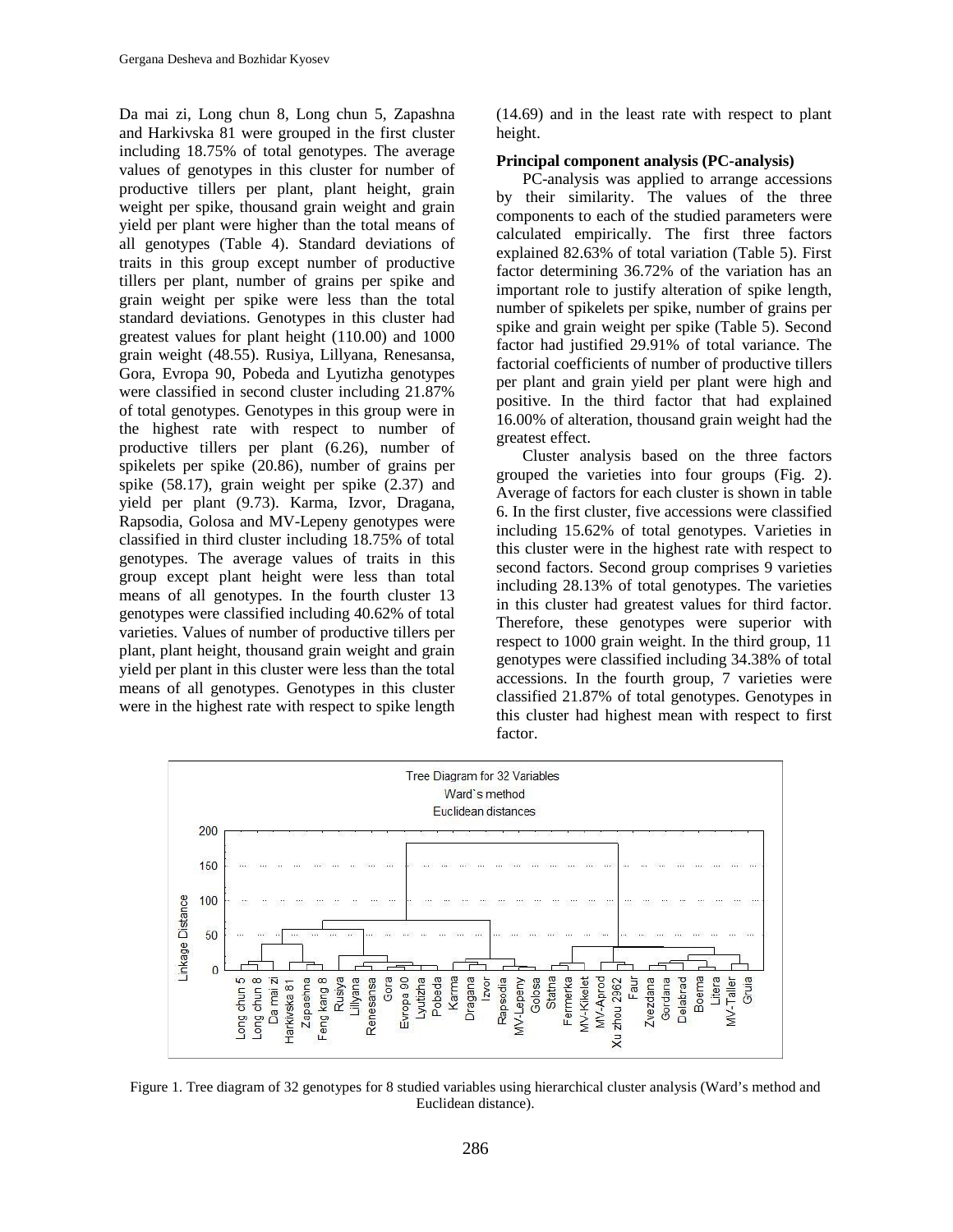Da mai zi, Long chun 8, Long chun 5, Zapashna and Harkivska 81 were grouped in the first cluster including 18.75% of total genotypes. The average values of genotypes in this cluster for number of productive tillers per plant, plant height, grain weight per spike, thousand grain weight and grain yield per plant were higher than the total means of all genotypes (Table 4). Standard deviations of traits in this group except number of productive tillers per plant, number of grains per spike and grain weight per spike were less than the total standard deviations. Genotypes in this cluster had greatest values for plant height (110.00) and 1000 grain weight (48.55). Rusiya, Lillyana, Renesansa, Gora, Evropa 90, Pobeda and Lyutizha genotypes were classified in second cluster including 21.87% of total genotypes. Genotypes in this group were in the highest rate with respect to number of productive tillers per plant (6.26), number of spikelets per spike (20.86), number of grains per spike (58.17), grain weight per spike (2.37) and yield per plant (9.73). Karma, Izvor, Dragana, Rapsodia, Golosa and MV-Lepeny genotypes were classified in third cluster including 18.75% of total genotypes. The average values of traits in this group except plant height were less than total means of all genotypes. In the fourth cluster 13 genotypes were classified including 40.62% of total varieties. Values of number of productive tillers per plant, plant height, thousand grain weight and grain yield per plant in this cluster were less than the total means of all genotypes. Genotypes in this cluster were in the highest rate with respect to spike length (14.69) and in the least rate with respect to plant height.

**Principal component analysis (PC-analysis)**

PC-analysis was applied to arrange accessions by their similarity. The values of the three components to each of the studied parameters were calculated empirically. The first three factors explained 82.63% of total variation (Table 5). First factor determining 36.72% of the variation has an important role to justify alteration of spike length, number of spikelets per spike, number of grains per spike and grain weight per spike (Table 5). Second factor had justified 29.91% of total variance. The factorial coefficients of number of productive tillers per plant and grain yield per plant were high and positive. In the third factor that had explained 16.00% of alteration, thousand grain weight had the greatest effect.

Cluster analysis based on the three factors grouped the varieties into four groups (Fig. 2). Average of factors for each cluster is shown in table 6. In the first cluster, five accessions were classified including 15.62% of total genotypes. Varieties in this cluster were in the highest rate with respect to second factors. Second group comprises 9 varieties including 28.13% of total genotypes. The varieties in this cluster had greatest values for third factor. Therefore, these genotypes were superior with respect to 1000 grain weight. In the third group, 11 genotypes were classified including 34.38% of total accessions. In the fourth group, 7 varieties were classified 21.87% of total genotypes. Genotypes in this cluster had highest mean with respect to first factor.

Figure 1. Tree diagram of 32 genotypes for 8 studied variables using hierarchical cluster analysis (Ward's method and Euclidean distance).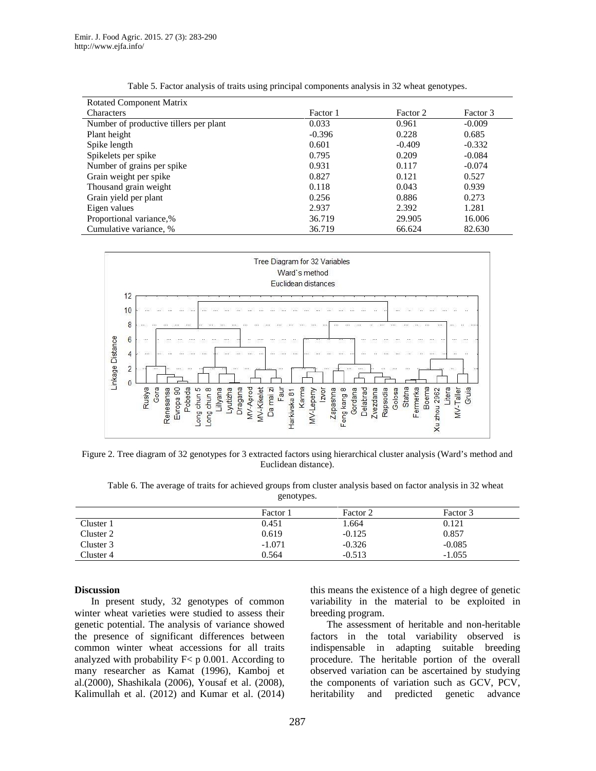Table 5. Factor analysis of traits using principal components analysis in 32 wheat genotypes.

| Rotated Component Matrix | | | |
|---|---|---|---|
| Characters | Factor 1 | Factor 2 | Factor 3 |
| Number of productive tillers per plant | 0.033 | 0.961 | -0.009 |
| Plant height | -0.396 | 0.228 | 0.685 |
| Spike length | 0.601 | -0.409 | -0.332 |
| Spikelets per spike | 0.795 | 0.209 | -0.084 |
| Number of grains per spike | 0.931 | 0.117 | -0.074 |
| Grain weight per spike | 0.827 | 0.121 | 0.527 |
| Thousand grain weight | 0.118 | 0.043 | 0.939 |
| Grain yield per plant | 0.256 | 0.886 | 0.273 |
| Eigen values | 2.937 | 2.392 | 1.281 |
| Proportional variance,% | 36.719 | 29.905 | 16.006 |
| Cumulative variance, % | 36.719 | 66.624 | 82.630 |

Figure 2. Tree diagram of 32 genotypes for 3 extracted factors using hierarchical cluster analysis (Ward's method and Euclidean distance).

Table 6. The average of traits for achieved groups from cluster analysis based on factor analysis in 32 wheat genotypes.

| | Factor 1 | Factor 2 | Factor 3 |
|---|---|---|---|
| Cluster 1 | 0.451 | 1.664 | 0.121 |
| Cluster 2 | 0.619 | -0.125 | 0.857 |
| Cluster 3 | -1.071 | -0.326 | -0.085 |
| Cluster 4 | 0.564 | -0.513 | -1.055 |

## Discussion

In present study, 32 genotypes of common winter wheat varieties were studied to assess their genetic potential. The analysis of variance showed the presence of significant differences between common winter wheat accessions for all traits analyzed with probability $F < p$ 0.001. According to many researcher as Kamat (1996), Kamboj et al.(2000), Shashikala (2006), Yousaf et al. (2008), Kalimullah et al. (2012) and Kumar et al. (2014) this means the existence of a high degree of genetic variability in the material to be exploited in breeding program.

The assessment of heritable and non-heritable factors in the total variability observed is indispensable in adapting suitable breeding procedure. The heritable portion of the overall observed variation can be ascertained by studying the components of variation such as GCV, PCV, heritability and predicted genetic advance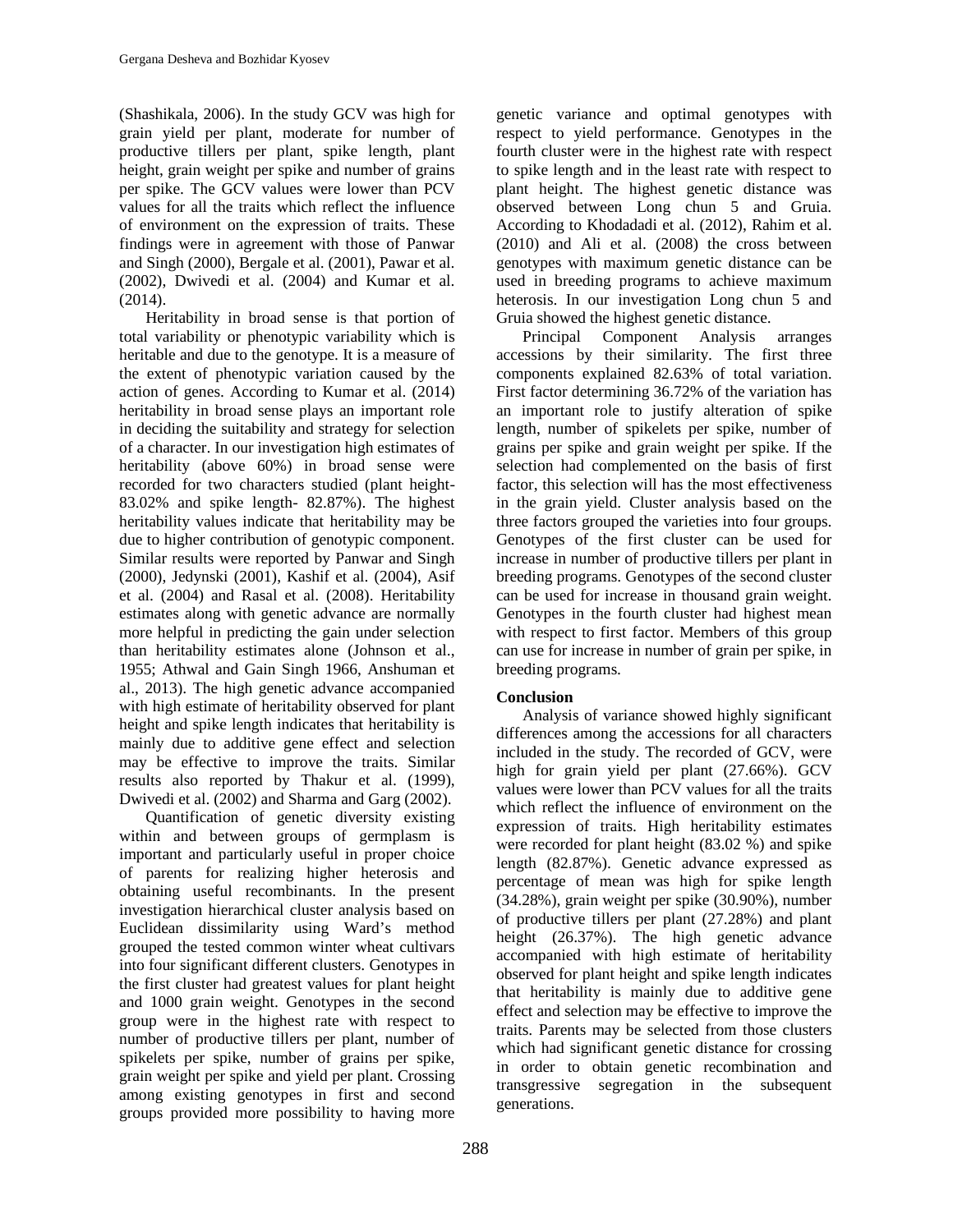(Shashikala, 2006). In the study GCV was high for grain yield per plant, moderate for number of productive tillers per plant, spike length, plant height, grain weight per spike and number of grains per spike. The GCV values were lower than PCV values for all the traits which reflect the influence of environment on the expression of traits. These findings were in agreement with those of Panwar and Singh (2000), Bergale et al. (2001), Pawar et al. (2002), Dwivedi et al. (2004) and Kumar et al. (2014).

Heritability in broad sense is that portion of total variability or phenotypic variability which is heritable and due to the genotype. It is a measure of the extent of phenotypic variation caused by the action of genes. According to Kumar et al. (2014) heritability in broad sense plays an important role in deciding the suitability and strategy for selection of a character. In our investigation high estimates of heritability (above 60%) in broad sense were recorded for two characters studied (plant height- 83.02% and spike length- 82.87%). The highest heritability values indicate that heritability may be due to higher contribution of genotypic component. Similar results were reported by Panwar and Singh (2000), Jedynski (2001), Kashif et al. (2004), Asif et al. (2004) and Rasal et al. (2008). Heritability estimates along with genetic advance are normally more helpful in predicting the gain under selection than heritability estimates alone (Johnson et al., 1955; Athwal and Gain Singh 1966, Anshuman et al., 2013). The high genetic advance accompanied with high estimate of heritability observed for plant height and spike length indicates that heritability is mainly due to additive gene effect and selection may be effective to improve the traits. Similar results also reported by Thakur et al. (1999), Dwivedi et al. (2002) and Sharma and Garg (2002).

Quantification of genetic diversity existing within and between groups of germplasm is important and particularly useful in proper choice of parents for realizing higher heterosis and obtaining useful recombinants. In the present investigation hierarchical cluster analysis based on Euclidean dissimilarity using Ward's method grouped the tested common winter wheat cultivars into four significant different clusters. Genotypes in the first cluster had greatest values for plant height and 1000 grain weight. Genotypes in the second group were in the highest rate with respect to number of productive tillers per plant, number of spikelets per spike, number of grains per spike, grain weight per spike and yield per plant. Crossing among existing genotypes in first and second groups provided more possibility to having more genetic variance and optimal genotypes with respect to yield performance. Genotypes in the fourth cluster were in the highest rate with respect to spike length and in the least rate with respect to plant height. The highest genetic distance was observed between Long chun 5 and Gruia. According to Khodadadi et al. (2012), Rahim et al. (2010) and Ali et al. (2008) the cross between genotypes with maximum genetic distance can be used in breeding programs to achieve maximum heterosis. In our investigation Long chun 5 and Gruia showed the highest genetic distance.

Principal Component Analysis arranges accessions by their similarity. The first three components explained 82.63% of total variation. First factor determining 36.72% of the variation has an important role to justify alteration of spike length, number of spikelets per spike, number of grains per spike and grain weight per spike. If the selection had complemented on the basis of first factor, this selection will has the most effectiveness in the grain yield. Cluster analysis based on the three factors grouped the varieties into four groups. Genotypes of the first cluster can be used for increase in number of productive tillers per plant in breeding programs. Genotypes of the second cluster can be used for increase in thousand grain weight. Genotypes in the fourth cluster had highest mean with respect to first factor. Members of this group can use for increase in number of grain per spike, in breeding programs.

## Conclusion

Analysis of variance showed highly significant differences among the accessions for all characters included in the study. The recorded of GCV, were high for grain yield per plant (27.66%). GCV values were lower than PCV values for all the traits which reflect the influence of environment on the expression of traits. High heritability estimates were recorded for plant height (83.02 %) and spike length (82.87%). Genetic advance expressed as percentage of mean was high for spike length (34.28%), grain weight per spike (30.90%), number of productive tillers per plant (27.28%) and plant height (26.37%). The high genetic advance accompanied with high estimate of heritability observed for plant height and spike length indicates that heritability is mainly due to additive gene effect and selection may be effective to improve the traits. Parents may be selected from those clusters which had significant genetic distance for crossing in order to obtain genetic recombination and transgressive segregation in the subsequent generations.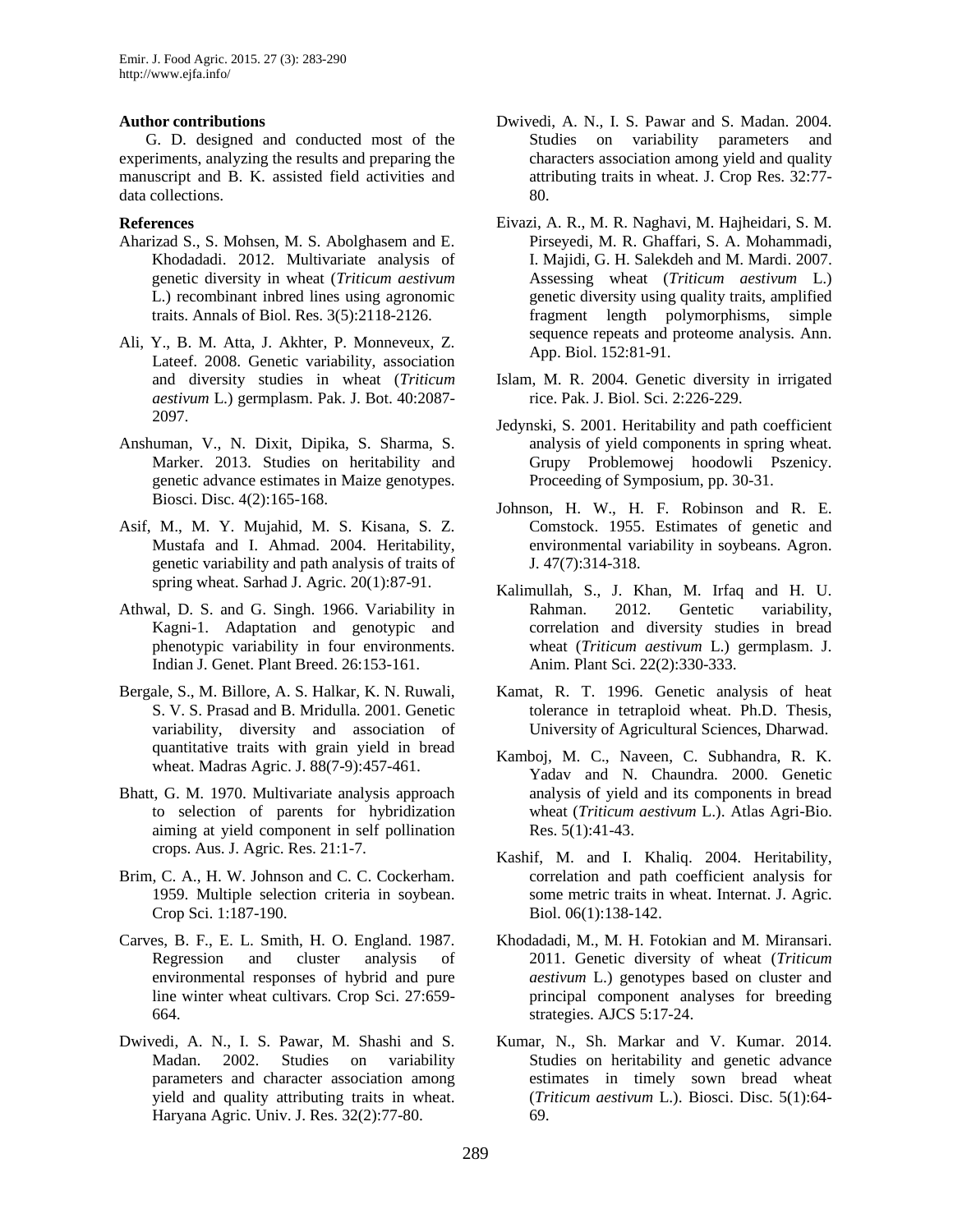**Author contributions**

G. D. designed and conducted most of the experiments, analyzing the results and preparing the manuscript and B. K. assisted field activities and data collections.

**References**

Aharizad S., S. Mohsen, M. S. Abolghasem and E. Khodadadi. 2012. Multivariate analysis of genetic diversity in wheat (*Triticum aestivum* L.) recombinant inbred lines using agronomic traits. Annals of Biol. Res. 3(5):2118-2126.

Ali, Y., B. M. Atta, J. Akhter, P. Monneveux, Z. Lateef. 2008. Genetic variability, association and diversity studies in wheat (*Triticum aestivum* L.) germplasm. Pak. J. Bot. 40:2087-2097.

Anshuman, V., N. Dixit, Dipika, S. Sharma, S. Marker. 2013. Studies on heritability and genetic advance estimates in Maize genotypes. Biosci. Disc. 4(2):165-168.

Asif, M., M. Y. Mujahid, M. S. Kisana, S. Z. Mustafa and I. Ahmad. 2004. Heritability, genetic variability and path analysis of traits of spring wheat. Sarhad J. Agric. 20(1):87-91.

Athwal, D. S. and G. Singh. 1966. Variability in Kagni-1. Adaptation and genotypic and phenotypic variability in four environments. Indian J. Genet. Plant Breed. 26:153-161.

Bergale, S., M. Billore, A. S. Halkar, K. N. Ruwali, S. V. S. Prasad and B. Mridulla. 2001. Genetic variability, diversity and association of quantitative traits with grain yield in bread wheat. Madras Agric. J. 88(7-9):457-461.

Bhatt, G. M. 1970. Multivariate analysis approach to selection of parents for hybridization aiming at yield component in self pollination crops. Aus. J. Agric. Res. 21:1-7.

Brim, C. A., H. W. Johnson and C. C. Cockerham. 1959. Multiple selection criteria in soybean. Crop Sci. 1:187-190.

Carves, B. F., E. L. Smith, H. O. England. 1987. Regression and cluster analysis of environmental responses of hybrid and pure line winter wheat cultivars. Crop Sci. 27:659-664.

Dwivedi, A. N., I. S. Pawar, M. Shashi and S. Madan. 2002. Studies on variability parameters and character association among yield and quality attributing traits in wheat. Haryana Agric. Univ. J. Res. 32(2):77-80.

Dwivedi, A. N., I. S. Pawar and S. Madan. 2004. Studies on variability parameters and characters association among yield and quality attributing traits in wheat. J. Crop Res. 32:77-80.

Eivazi, A. R., M. R. Naghavi, M. Hajheidari, S. M. Pirseyedi, M. R. Ghaffari, S. A. Mohammadi, I. Majidi, G. H. Salekdeh and M. Mardi. 2007. Assessing wheat (*Triticum aestivum* L.) genetic diversity using quality traits, amplified fragment length polymorphisms, simple sequence repeats and proteome analysis. Ann. App. Biol. 152:81-91.

Islam, M. R. 2004. Genetic diversity in irrigated rice. Pak. J. Biol. Sci. 2:226-229.

Jedynski, S. 2001. Heritability and path coefficient analysis of yield components in spring wheat. Grupy Problemowej hoodowli Pszenicy. Proceeding of Symposium, pp. 30-31.

Johnson, H. W., H. F. Robinson and R. E. Comstock. 1955. Estimates of genetic and environmental variability in soybeans. Agron. J. 47(7):314-318.

Kalimullah, S., J. Khan, M. Irfaq and H. U. Rahman. 2012. Gentetic variability, correlation and diversity studies in bread wheat (*Triticum aestivum* L.) germplasm. J. Anim. Plant Sci. 22(2):330-333.

Kamat, R. T. 1996. Genetic analysis of heat tolerance in tetraploid wheat. Ph.D. Thesis, University of Agricultural Sciences, Dharwad.

Kamboj, M. C., Naveen, C. Subhandra, R. K. Yadav and N. Chaundra. 2000. Genetic analysis of yield and its components in bread wheat (*Triticum aestivum* L.). Atlas Agri-Bio. Res. 5(1):41-43.

Kashif, M. and I. Khaliq. 2004. Heritability, correlation and path coefficient analysis for some metric traits in wheat. Internat. J. Agric. Biol. 06(1):138-142.

Khodadadi, M., M. H. Fotokian and M. Miransari. 2011. Genetic diversity of wheat (*Triticum aestivum* L.) genotypes based on cluster and principal component analyses for breeding strategies. AJCS 5:17-24.

Kumar, N., Sh. Markar and V. Kumar. 2014. Studies on heritability and genetic advance estimates in timely sown bread wheat (*Triticum aestivum* L.). Biosci. Disc. 5(1):64-69.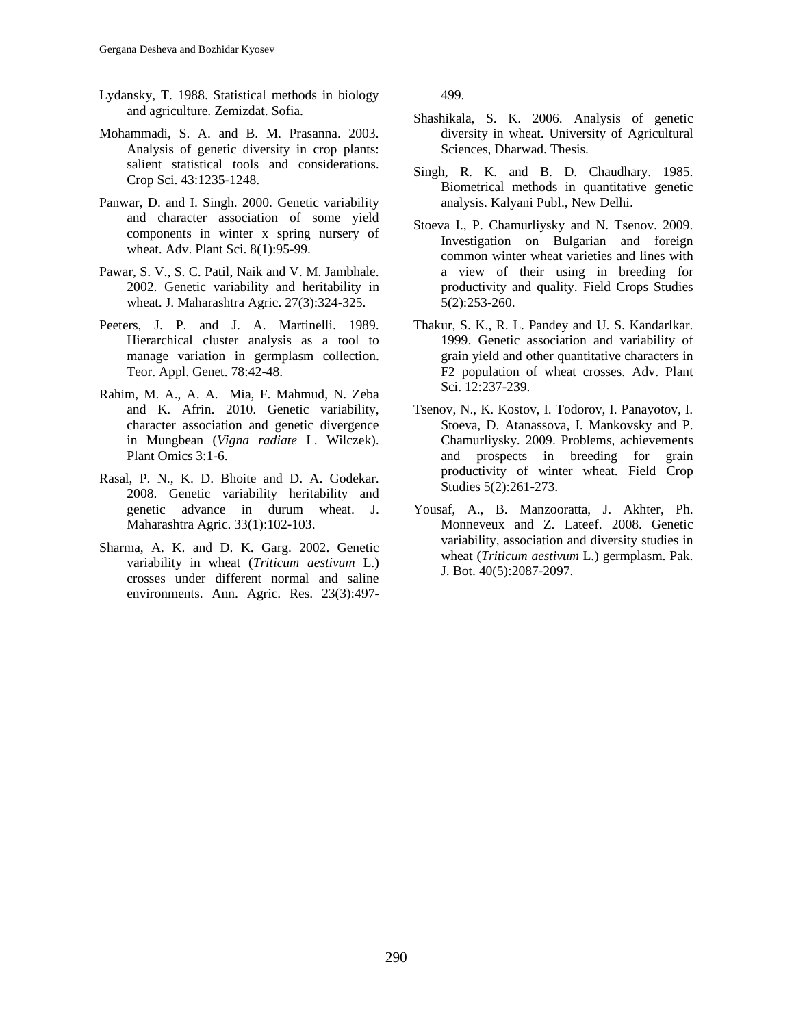Lydansky, T. 1988. Statistical methods in biology and agriculture. Zemizdat. Sofia.

Mohammadi, S. A. and B. M. Prasanna. 2003. Analysis of genetic diversity in crop plants: salient statistical tools and considerations. Crop Sci. 43:1235-1248.

Panwar, D. and I. Singh. 2000. Genetic variability and character association of some yield components in winter x spring nursery of wheat. Adv. Plant Sci. 8(1):95-99.

Pawar, S. V., S. C. Patil, Naik and V. M. Jambhale. 2002. Genetic variability and heritability in wheat. J. Maharashtra Agric. 27(3):324-325.

Peeters, J. P. and J. A. Martinelli. 1989. Hierarchical cluster analysis as a tool to manage variation in germplasm collection. Teor. Appl. Genet. 78:42-48.

Rahim, M. A., A. A. Mia, F. Mahmud, N. Zeba and K. Afrin. 2010. Genetic variability, character association and genetic divergence in Mungbean (*Vigna radiate* L. Wilczek). Plant Omics 3:1-6.

Rasal, P. N., K. D. Bhoite and D. A. Godekar. 2008. Genetic variability heritability and genetic advance in durum wheat. J. Maharashtra Agric. 33(1):102-103.

Sharma, A. K. and D. K. Garg. 2002. Genetic variability in wheat (*Triticum aestivum* L.) crosses under different normal and saline environments. Ann. Agric. Res. 23(3):497-499.

Shashikala, S. K. 2006. Analysis of genetic diversity in wheat. University of Agricultural Sciences, Dharwad. Thesis.

Singh, R. K. and B. D. Chaudhary. 1985. Biometrical methods in quantitative genetic analysis. Kalyani Publ., New Delhi.

Stoeva I., P. Chamurliysky and N. Tsenov. 2009. Investigation on Bulgarian and foreign common winter wheat varieties and lines with a view of their using in breeding for productivity and quality. Field Crops Studies 5(2):253-260.

Thakur, S. K., R. L. Pandey and U. S. Kandarlkar. 1999. Genetic association and variability of grain yield and other quantitative characters in F2 population of wheat crosses. Adv. Plant Sci. 12:237-239.

Tsenov, N., K. Kostov, I. Todorov, I. Panayotov, I. Stoeva, D. Atanassova, I. Mankovsky and P. Chamurliysky. 2009. Problems, achievements and prospects in breeding for grain productivity of winter wheat. Field Crop Studies 5(2):261-273.

Yousaf, A., B. Manzooratta, J. Akhter, Ph. Monneveux and Z. Lateef. 2008. Genetic variability, association and diversity studies in wheat (*Triticum aestivum* L.) germplasm. Pak. J. Bot. 40(5):2087-2097.